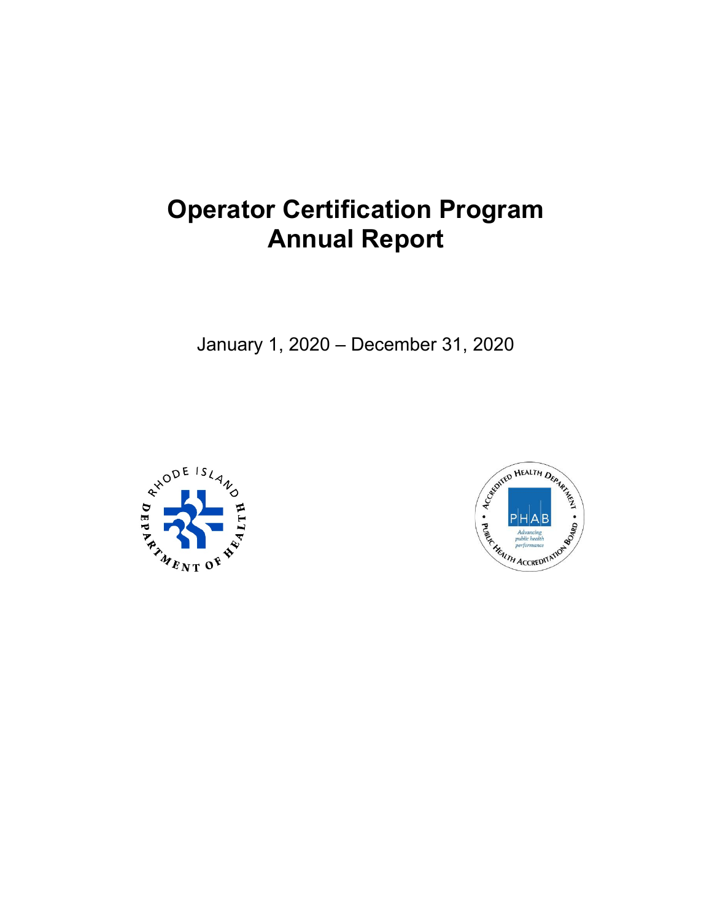# Operator Certification Program Annual Report

January 1, 2020 – December 31, 2020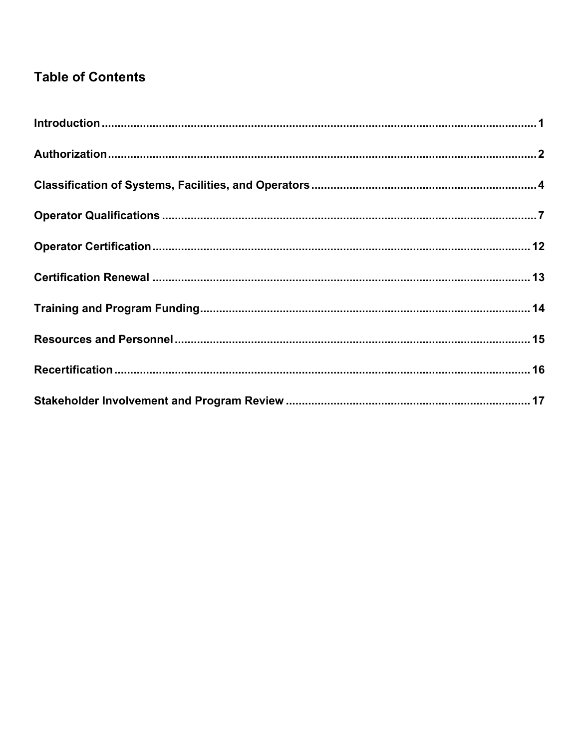## Table of Contents

**Introduction** ........................................................ 1

**Authorization** ........................................................ 2

**Classification of Systems, Facilities, and Operators** ........................................................ 4

**Operator Qualifications** ........................................................ 7

**Operator Certification** ........................................................ 12

**Certification Renewal** ........................................................ 13

**Training and Program Funding** ........................................................ 14

**Resources and Personnel** ........................................................ 15

**Recertification** ........................................................ 16

**Stakeholder Involvement and Program Review** ........................................................ 17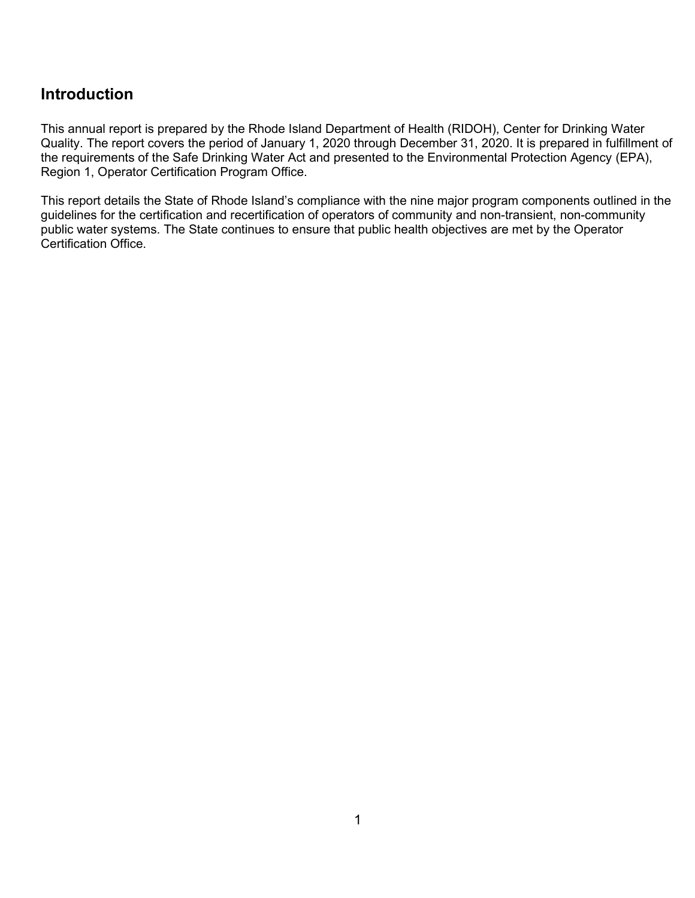## Introduction

This annual report is prepared by the Rhode Island Department of Health (RIDOH), Center for Drinking Water Quality. The report covers the period of January 1, 2020 through December 31, 2020. It is prepared in fulfillment of the requirements of the Safe Drinking Water Act and presented to the Environmental Protection Agency (EPA), Region 1, Operator Certification Program Office.

This report details the State of Rhode Island's compliance with the nine major program components outlined in the guidelines for the certification and recertification of operators of community and non-transient, non-community public water systems. The State continues to ensure that public health objectives are met by the Operator Certification Office.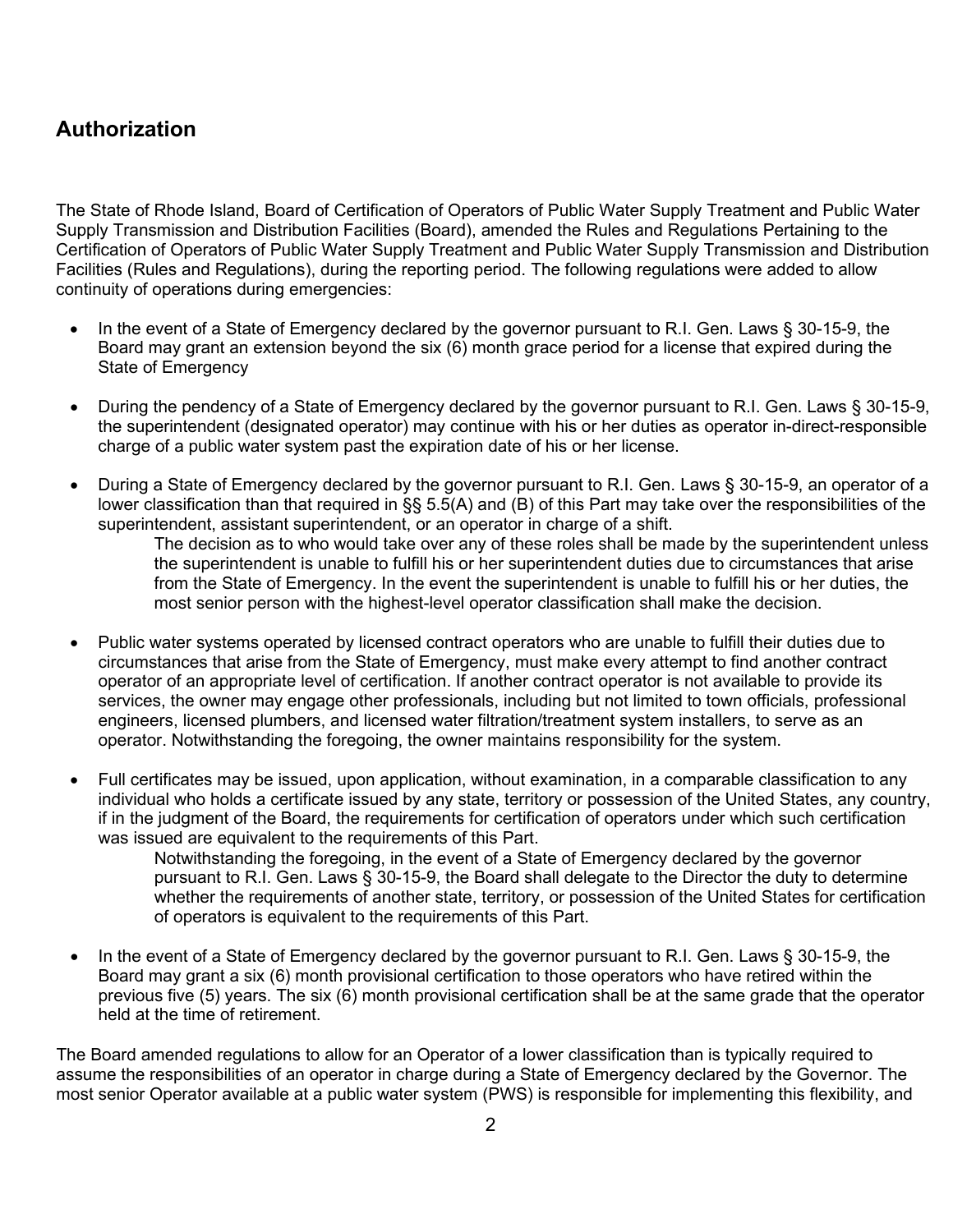## Authorization

The State of Rhode Island, Board of Certification of Operators of Public Water Supply Treatment and Public Water Supply Transmission and Distribution Facilities (Board), amended the Rules and Regulations Pertaining to the Certification of Operators of Public Water Supply Treatment and Public Water Supply Transmission and Distribution Facilities (Rules and Regulations), during the reporting period. The following regulations were added to allow continuity of operations during emergencies:

- In the event of a State of Emergency declared by the governor pursuant to R.I. Gen. Laws § 30-15-9, the Board may grant an extension beyond the six (6) month grace period for a license that expired during the State of Emergency

- During the pendency of a State of Emergency declared by the governor pursuant to R.I. Gen. Laws § 30-15-9, the superintendent (designated operator) may continue with his or her duties as operator in-direct-responsible charge of a public water system past the expiration date of his or her license.

- During a State of Emergency declared by the governor pursuant to R.I. Gen. Laws § 30-15-9, an operator of a lower classification than that required in §§ 5.5(A) and (B) of this Part may take over the responsibilities of the superintendent, assistant superintendent, or an operator in charge of a shift.

  The decision as to who would take over any of these roles shall be made by the superintendent unless the superintendent is unable to fulfill his or her superintendent duties due to circumstances that arise from the State of Emergency. In the event the superintendent is unable to fulfill his or her duties, the most senior person with the highest-level operator classification shall make the decision.

- Public water systems operated by licensed contract operators who are unable to fulfill their duties due to circumstances that arise from the State of Emergency, must make every attempt to find another contract operator of an appropriate level of certification. If another contract operator is not available to provide its services, the owner may engage other professionals, including but not limited to town officials, professional engineers, licensed plumbers, and licensed water filtration/treatment system installers, to serve as an operator. Notwithstanding the foregoing, the owner maintains responsibility for the system.

- Full certificates may be issued, upon application, without examination, in a comparable classification to any individual who holds a certificate issued by any state, territory or possession of the United States, any country, if in the judgment of the Board, the requirements for certification of operators under which such certification was issued are equivalent to the requirements of this Part.

  Notwithstanding the foregoing, in the event of a State of Emergency declared by the governor pursuant to R.I. Gen. Laws § 30-15-9, the Board shall delegate to the Director the duty to determine whether the requirements of another state, territory, or possession of the United States for certification of operators is equivalent to the requirements of this Part.

- In the event of a State of Emergency declared by the governor pursuant to R.I. Gen. Laws § 30-15-9, the Board may grant a six (6) month provisional certification to those operators who have retired within the previous five (5) years. The six (6) month provisional certification shall be at the same grade that the operator held at the time of retirement.

The Board amended regulations to allow for an Operator of a lower classification than is typically required to assume the responsibilities of an operator in charge during a State of Emergency declared by the Governor. The most senior Operator available at a public water system (PWS) is responsible for implementing this flexibility, and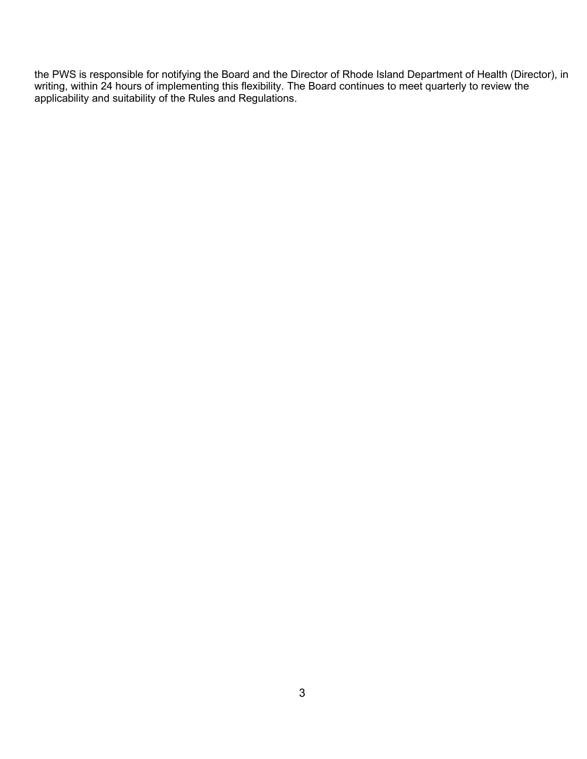the PWS is responsible for notifying the Board and the Director of Rhode Island Department of Health (Director), in writing, within 24 hours of implementing this flexibility. The Board continues to meet quarterly to review the applicability and suitability of the Rules and Regulations.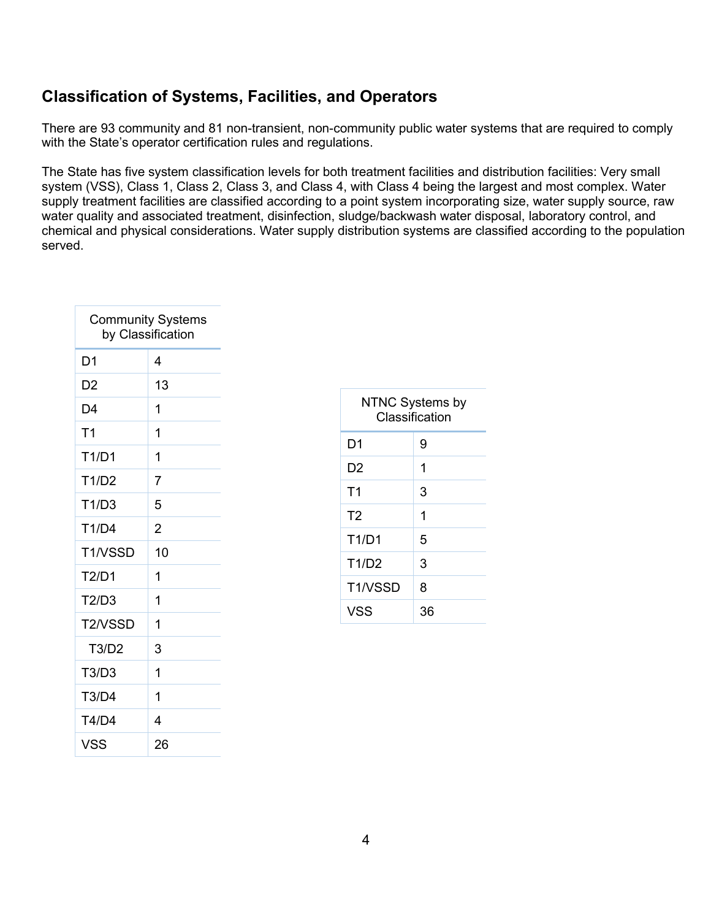## Classification of Systems, Facilities, and Operators

There are 93 community and 81 non-transient, non-community public water systems that are required to comply with the State's operator certification rules and regulations.

The State has five system classification levels for both treatment facilities and distribution facilities: Very small system (VSS), Class 1, Class 2, Class 3, and Class 4, with Class 4 being the largest and most complex. Water supply treatment facilities are classified according to a point system incorporating size, water supply source, raw water quality and associated treatment, disinfection, sludge/backwash water disposal, laboratory control, and chemical and physical considerations. Water supply distribution systems are classified according to the population served.

| Community Systems by Classification | |
|---|---|
| D1 | 4 |
| D2 | 13 |
| D4 | 1 |
| T1 | 1 |
| T1/D1 | 1 |
| T1/D2 | 7 |
| T1/D3 | 5 |
| T1/D4 | 2 |
| T1/VSSD | 10 |
| T2/D1 | 1 |
| T2/D3 | 1 |
| T2/VSSD | 1 |
| T3/D2 | 3 |
| T3/D3 | 1 |
| T3/D4 | 1 |
| T4/D4 | 4 |
| VSS | 26 |

| NTNC Systems by Classification | |
|---|---|
| D1 | 9 |
| D2 | 1 |
| T1 | 3 |
| T2 | 1 |
| T1/D1 | 5 |
| T1/D2 | 3 |
| T1/VSSD | 8 |
| VSS | 36 |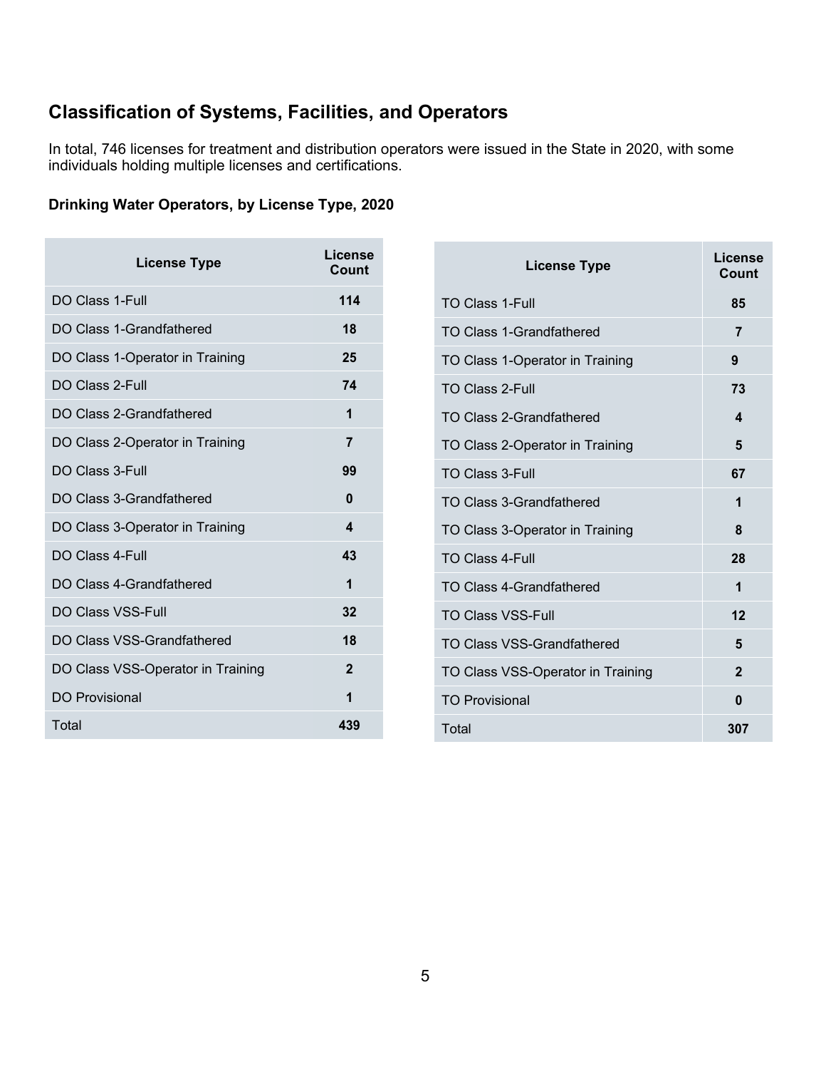## Classification of Systems, Facilities, and Operators

In total, 746 licenses for treatment and distribution operators were issued in the State in 2020, with some individuals holding multiple licenses and certifications.

### Drinking Water Operators, by License Type, 2020

| License Type | License Count |
|---|---|
| DO Class 1-Full | **114** |
| DO Class 1-Grandfathered | **18** |
| DO Class 1-Operator in Training | **25** |
| DO Class 2-Full | **74** |
| DO Class 2-Grandfathered | **1** |
| DO Class 2-Operator in Training | **7** |
| DO Class 3-Full | **99** |
| DO Class 3-Grandfathered | **0** |
| DO Class 3-Operator in Training | **4** |
| DO Class 4-Full | **43** |
| DO Class 4-Grandfathered | **1** |
| DO Class VSS-Full | **32** |
| DO Class VSS-Grandfathered | **18** |
| DO Class VSS-Operator in Training | **2** |
| DO Provisional | **1** |
| Total | **439** |

| License Type | License Count |
|---|---|
| TO Class 1-Full | **85** |
| TO Class 1-Grandfathered | **7** |
| TO Class 1-Operator in Training | **9** |
| TO Class 2-Full | **73** |
| TO Class 2-Grandfathered | **4** |
| TO Class 2-Operator in Training | **5** |
| TO Class 3-Full | **67** |
| TO Class 3-Grandfathered | **1** |
| TO Class 3-Operator in Training | **8** |
| TO Class 4-Full | **28** |
| TO Class 4-Grandfathered | **1** |
| TO Class VSS-Full | **12** |
| TO Class VSS-Grandfathered | **5** |
| TO Class VSS-Operator in Training | **2** |
| TO Provisional | **0** |
| Total | **307** |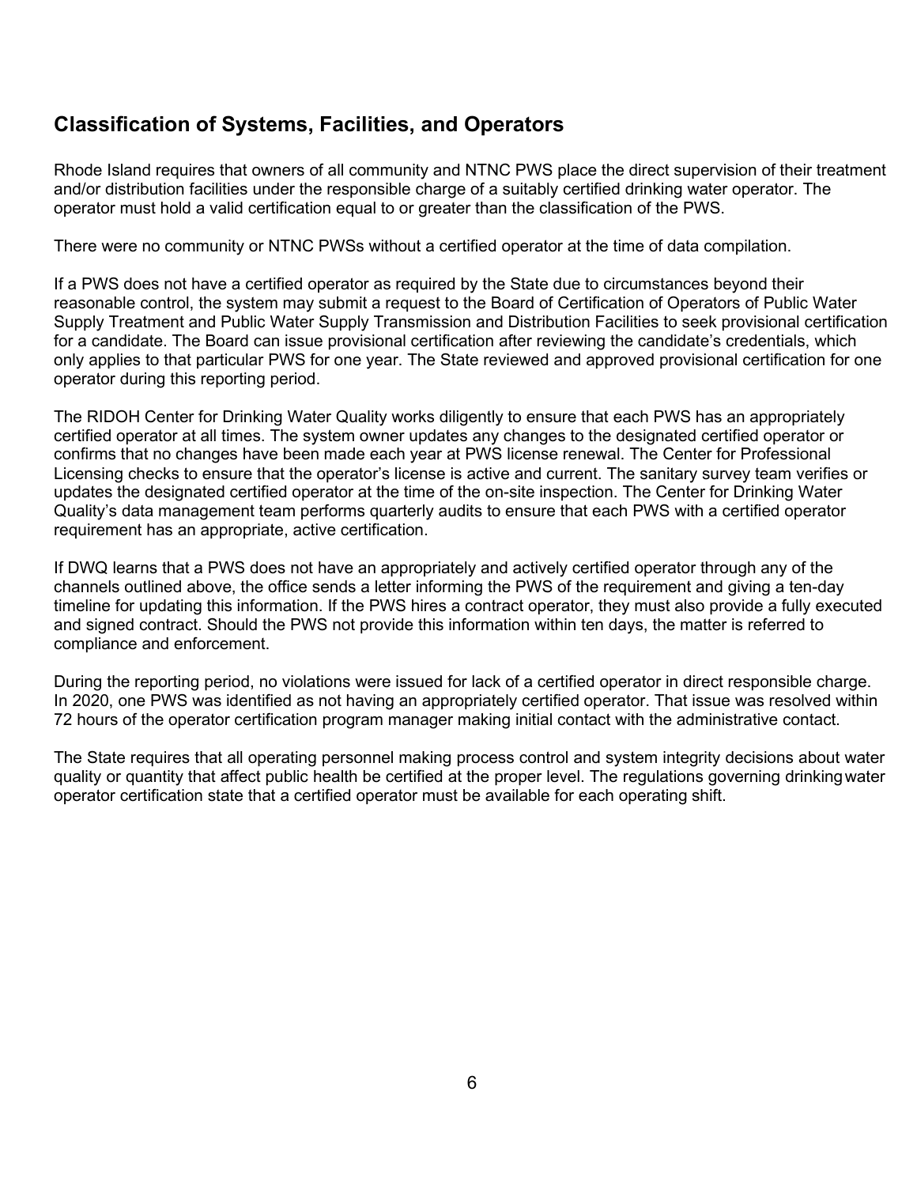## Classification of Systems, Facilities, and Operators

Rhode Island requires that owners of all community and NTNC PWS place the direct supervision of their treatment and/or distribution facilities under the responsible charge of a suitably certified drinking water operator. The operator must hold a valid certification equal to or greater than the classification of the PWS.

There were no community or NTNC PWSs without a certified operator at the time of data compilation.

If a PWS does not have a certified operator as required by the State due to circumstances beyond their reasonable control, the system may submit a request to the Board of Certification of Operators of Public Water Supply Treatment and Public Water Supply Transmission and Distribution Facilities to seek provisional certification for a candidate. The Board can issue provisional certification after reviewing the candidate's credentials, which only applies to that particular PWS for one year. The State reviewed and approved provisional certification for one operator during this reporting period.

The RIDOH Center for Drinking Water Quality works diligently to ensure that each PWS has an appropriately certified operator at all times. The system owner updates any changes to the designated certified operator or confirms that no changes have been made each year at PWS license renewal. The Center for Professional Licensing checks to ensure that the operator's license is active and current. The sanitary survey team verifies or updates the designated certified operator at the time of the on-site inspection. The Center for Drinking Water Quality's data management team performs quarterly audits to ensure that each PWS with a certified operator requirement has an appropriate, active certification.

If DWQ learns that a PWS does not have an appropriately and actively certified operator through any of the channels outlined above, the office sends a letter informing the PWS of the requirement and giving a ten-day timeline for updating this information. If the PWS hires a contract operator, they must also provide a fully executed and signed contract. Should the PWS not provide this information within ten days, the matter is referred to compliance and enforcement.

During the reporting period, no violations were issued for lack of a certified operator in direct responsible charge. In 2020, one PWS was identified as not having an appropriately certified operator. That issue was resolved within 72 hours of the operator certification program manager making initial contact with the administrative contact.

The State requires that all operating personnel making process control and system integrity decisions about water quality or quantity that affect public health be certified at the proper level. The regulations governing drinking water operator certification state that a certified operator must be available for each operating shift.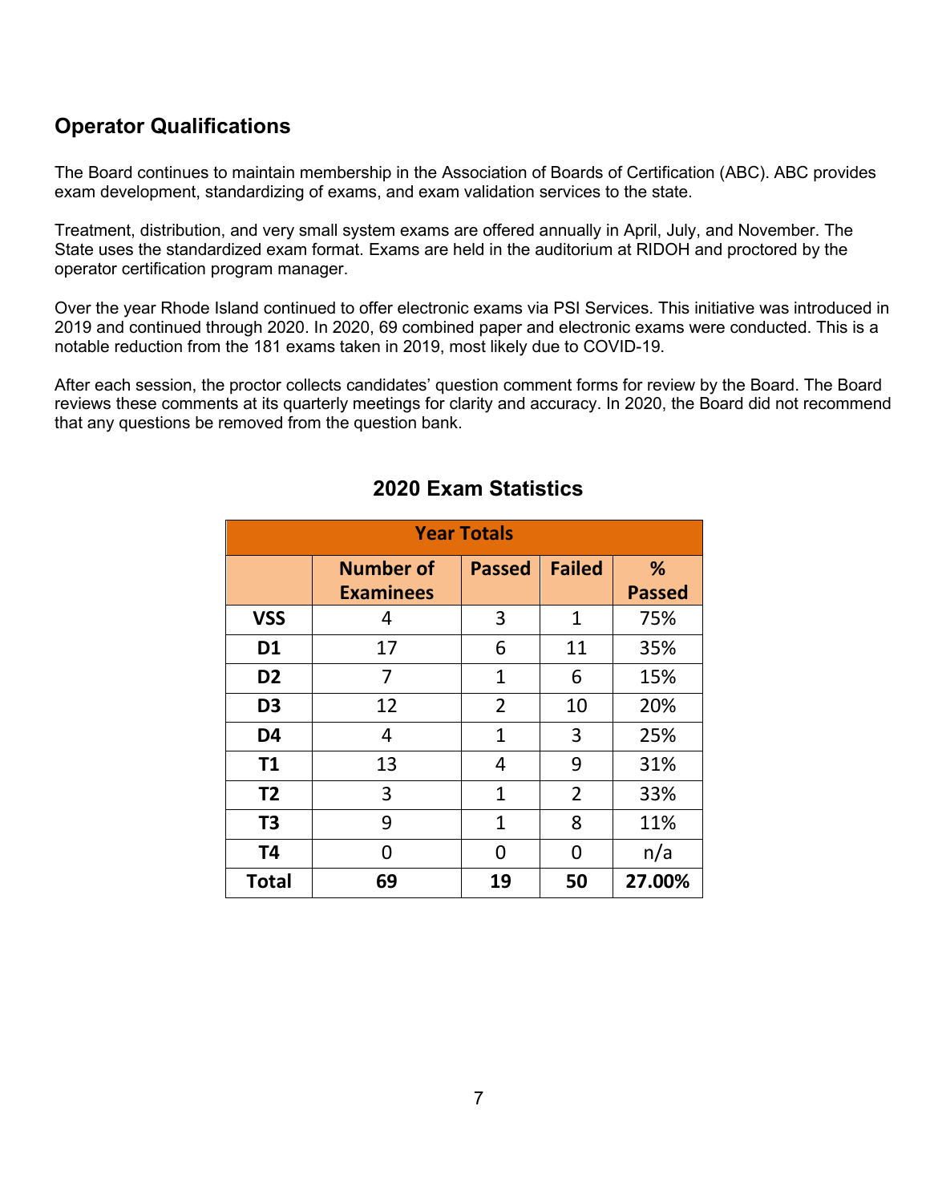## Operator Qualifications

The Board continues to maintain membership in the Association of Boards of Certification (ABC). ABC provides exam development, standardizing of exams, and exam validation services to the state.

Treatment, distribution, and very small system exams are offered annually in April, July, and November. The State uses the standardized exam format. Exams are held in the auditorium at RIDOH and proctored by the operator certification program manager.

Over the year Rhode Island continued to offer electronic exams via PSI Services. This initiative was introduced in 2019 and continued through 2020. In 2020, 69 combined paper and electronic exams were conducted. This is a notable reduction from the 181 exams taken in 2019, most likely due to COVID-19.

After each session, the proctor collects candidates' question comment forms for review by the Board. The Board reviews these comments at its quarterly meetings for clarity and accuracy. In 2020, the Board did not recommend that any questions be removed from the question bank.

### 2020 Exam Statistics

| Year Totals | | | | |
|---|---|---|---|---|
| | **Number of Examinees** | **Passed** | **Failed** | **% Passed** |
| **VSS** | 4 | 3 | 1 | 75% |
| **D1** | 17 | 6 | 11 | 35% |
| **D2** | 7 | 1 | 6 | 15% |
| **D3** | 12 | 2 | 10 | 20% |
| **D4** | 4 | 1 | 3 | 25% |
| **T1** | 13 | 4 | 9 | 31% |
| **T2** | 3 | 1 | 2 | 33% |
| **T3** | 9 | 1 | 8 | 11% |
| **T4** | 0 | 0 | 0 | n/a |
| **Total** | **69** | **19** | **50** | **27.00%** |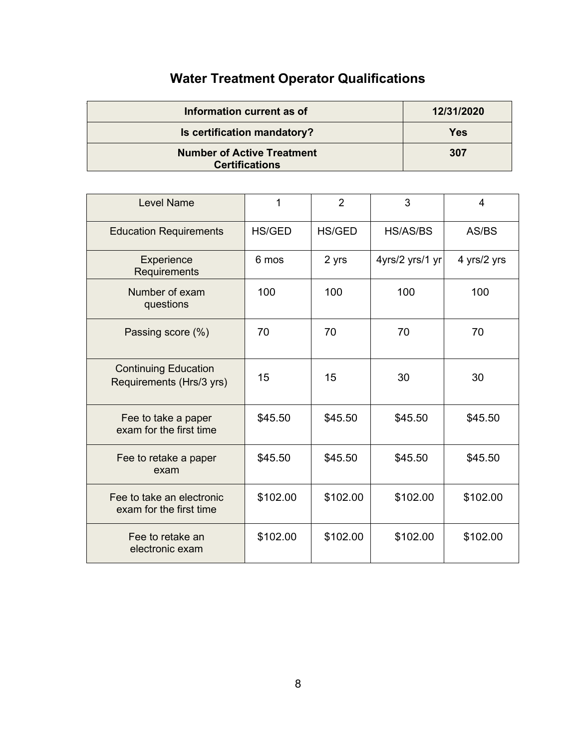# Water Treatment Operator Qualifications

| Information current as of | 12/31/2020 |
|---|---|
| Is certification mandatory? | Yes |
| Number of Active Treatment Certifications | 307 |

| Level Name | 1 | 2 | 3 | 4 |
|---|---|---|---|---|
| Education Requirements | HS/GED | HS/GED | HS/AS/BS | AS/BS |
| Experience Requirements | 6 mos | 2 yrs | 4yrs/2 yrs/1 yr | 4 yrs/2 yrs |
| Number of exam questions | 100 | 100 | 100 | 100 |
| Passing score (%) | 70 | 70 | 70 | 70 |
| Continuing Education Requirements (Hrs/3 yrs) | 15 | 15 | 30 | 30 |
| Fee to take a paper exam for the first time | $45.50 | $45.50 | $45.50 | $45.50 |
| Fee to retake a paper exam | $45.50 | $45.50 | $45.50 | $45.50 |
| Fee to take an electronic exam for the first time | $102.00 | $102.00 | $102.00 | $102.00 |
| Fee to retake an electronic exam | $102.00 | $102.00 | $102.00 | $102.00 |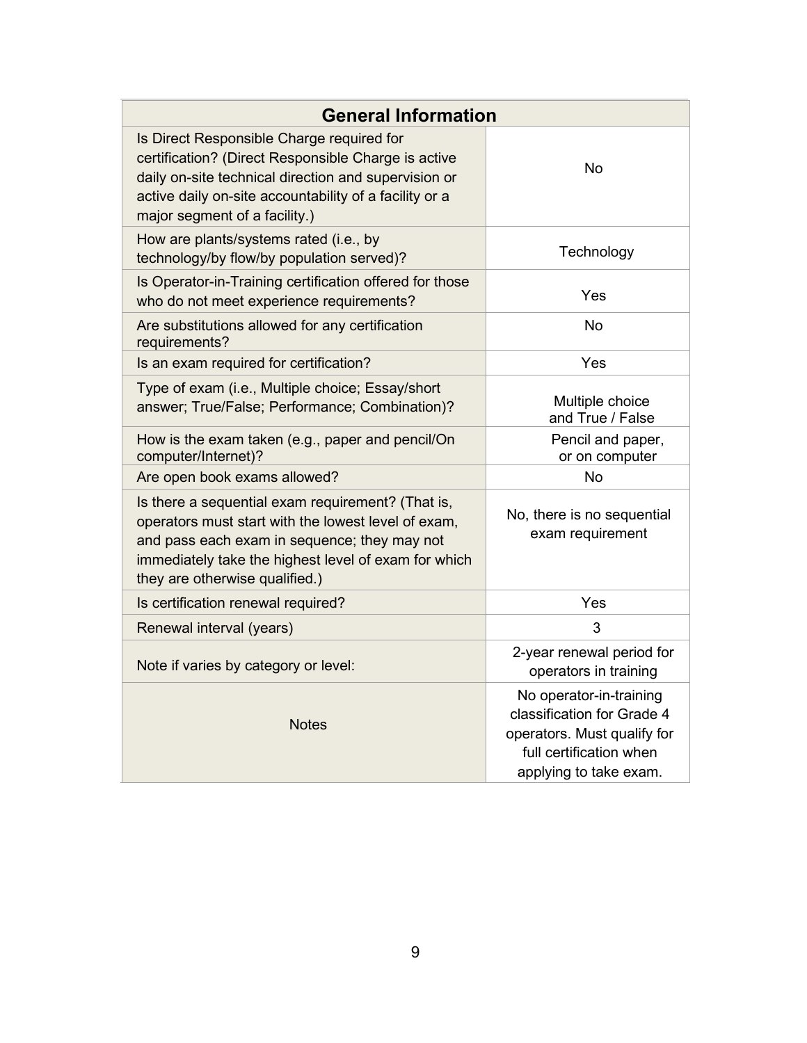| General Information | |
|---|---|
| Is Direct Responsible Charge required for certification? (Direct Responsible Charge is active daily on-site technical direction and supervision or active daily on-site accountability of a facility or a major segment of a facility.) | No |
| How are plants/systems rated (i.e., by technology/by flow/by population served)? | Technology |
| Is Operator-in-Training certification offered for those who do not meet experience requirements? | Yes |
| Are substitutions allowed for any certification requirements? | No |
| Is an exam required for certification? | Yes |
| Type of exam (i.e., Multiple choice; Essay/short answer; True/False; Performance; Combination)? | Multiple choice and True / False |
| How is the exam taken (e.g., paper and pencil/On computer/Internet)? | Pencil and paper, or on computer |
| Are open book exams allowed? | No |
| Is there a sequential exam requirement? (That is, operators must start with the lowest level of exam, and pass each exam in sequence; they may not immediately take the highest level of exam for which they are otherwise qualified.) | No, there is no sequential exam requirement |
| Is certification renewal required? | Yes |
| Renewal interval (years) | 3 |
| Note if varies by category or level: | 2-year renewal period for operators in training |
| Notes | No operator-in-training classification for Grade 4 operators. Must qualify for full certification when applying to take exam. |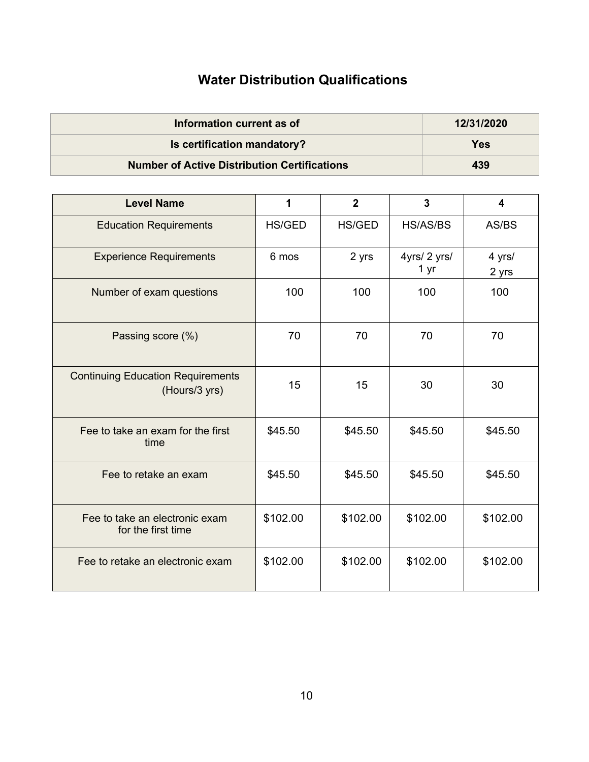# Water Distribution Qualifications

| Information current as of | 12/31/2020 |
|---|---|
| Is certification mandatory? | Yes |
| Number of Active Distribution Certifications | 439 |

| Level Name | 1 | 2 | 3 | 4 |
|---|---|---|---|---|
| Education Requirements | HS/GED | HS/GED | HS/AS/BS | AS/BS |
| Experience Requirements | 6 mos | 2 yrs | 4yrs/ 2 yrs/ 1 yr | 4 yrs/ 2 yrs |
| Number of exam questions | 100 | 100 | 100 | 100 |
| Passing score (%) | 70 | 70 | 70 | 70 |
| Continuing Education Requirements (Hours/3 yrs) | 15 | 15 | 30 | 30 |
| Fee to take an exam for the first time | $45.50 | $45.50 | $45.50 | $45.50 |
| Fee to retake an exam | $45.50 | $45.50 | $45.50 | $45.50 |
| Fee to take an electronic exam for the first time | $102.00 | $102.00 | $102.00 | $102.00 |
| Fee to retake an electronic exam | $102.00 | $102.00 | $102.00 | $102.00 |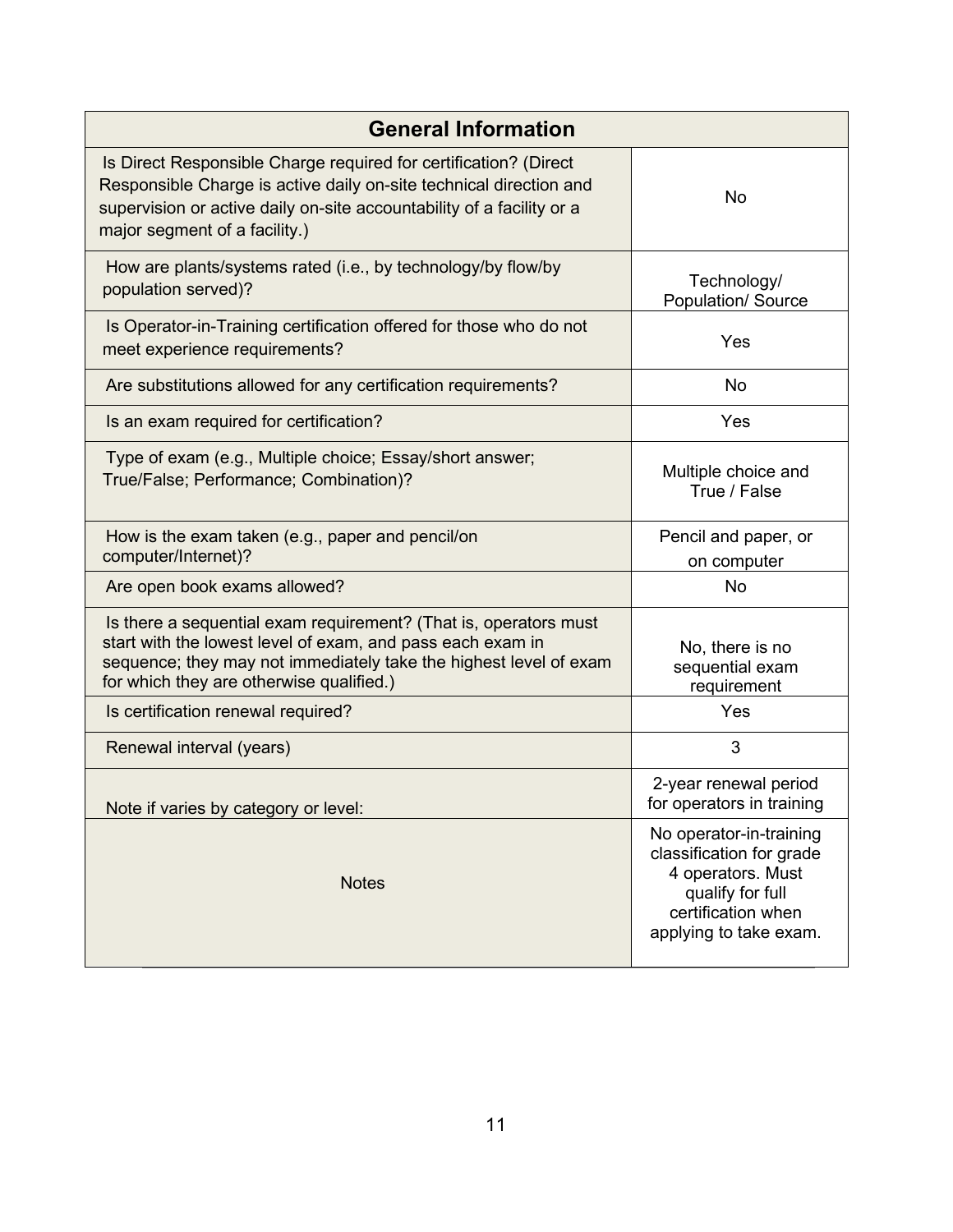| General Information | |
|---|---|
| Is Direct Responsible Charge required for certification? (Direct Responsible Charge is active daily on-site technical direction and supervision or active daily on-site accountability of a facility or a major segment of a facility.) | No |
| How are plants/systems rated (i.e., by technology/by flow/by population served)? | Technology/ Population/ Source |
| Is Operator-in-Training certification offered for those who do not meet experience requirements? | Yes |
| Are substitutions allowed for any certification requirements? | No |
| Is an exam required for certification? | Yes |
| Type of exam (e.g., Multiple choice; Essay/short answer; True/False; Performance; Combination)? | Multiple choice and True / False |
| How is the exam taken (e.g., paper and pencil/on computer/Internet)? | Pencil and paper, or on computer |
| Are open book exams allowed? | No |
| Is there a sequential exam requirement? (That is, operators must start with the lowest level of exam, and pass each exam in sequence; they may not immediately take the highest level of exam for which they are otherwise qualified.) | No, there is no sequential exam requirement |
| Is certification renewal required? | Yes |
| Renewal interval (years) | 3 |
| Note if varies by category or level: | 2-year renewal period for operators in training |
| Notes | No operator-in-training classification for grade 4 operators. Must qualify for full certification when applying to take exam. |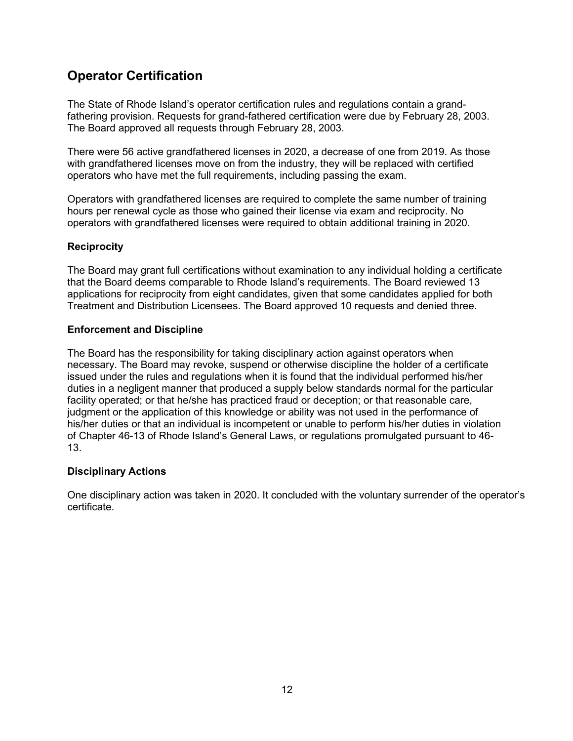## Operator Certification

The State of Rhode Island's operator certification rules and regulations contain a grand-fathering provision. Requests for grand-fathered certification were due by February 28, 2003. The Board approved all requests through February 28, 2003.

There were 56 active grandfathered licenses in 2020, a decrease of one from 2019. As those with grandfathered licenses move on from the industry, they will be replaced with certified operators who have met the full requirements, including passing the exam.

Operators with grandfathered licenses are required to complete the same number of training hours per renewal cycle as those who gained their license via exam and reciprocity. No operators with grandfathered licenses were required to obtain additional training in 2020.

### Reciprocity

The Board may grant full certifications without examination to any individual holding a certificate that the Board deems comparable to Rhode Island's requirements. The Board reviewed 13 applications for reciprocity from eight candidates, given that some candidates applied for both Treatment and Distribution Licensees. The Board approved 10 requests and denied three.

### Enforcement and Discipline

The Board has the responsibility for taking disciplinary action against operators when necessary. The Board may revoke, suspend or otherwise discipline the holder of a certificate issued under the rules and regulations when it is found that the individual performed his/her duties in a negligent manner that produced a supply below standards normal for the particular facility operated; or that he/she has practiced fraud or deception; or that reasonable care, judgment or the application of this knowledge or ability was not used in the performance of his/her duties or that an individual is incompetent or unable to perform his/her duties in violation of Chapter 46-13 of Rhode Island's General Laws, or regulations promulgated pursuant to 46-13.

### Disciplinary Actions

One disciplinary action was taken in 2020. It concluded with the voluntary surrender of the operator's certificate.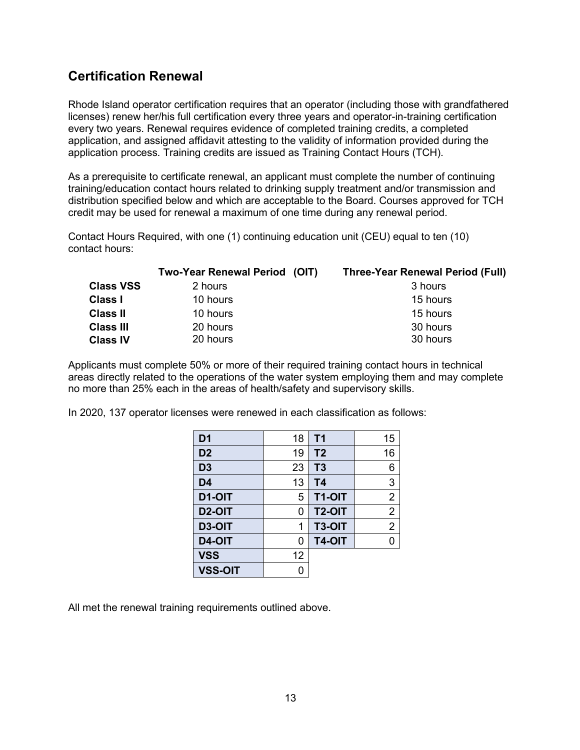## Certification Renewal

Rhode Island operator certification requires that an operator (including those with grandfathered licenses) renew her/his full certification every three years and operator-in-training certification every two years. Renewal requires evidence of completed training credits, a completed application, and assigned affidavit attesting to the validity of information provided during the application process. Training credits are issued as Training Contact Hours (TCH).

As a prerequisite to certificate renewal, an applicant must complete the number of continuing training/education contact hours related to drinking supply treatment and/or transmission and distribution specified below and which are acceptable to the Board. Courses approved for TCH credit may be used for renewal a maximum of one time during any renewal period.

Contact Hours Required, with one (1) continuing education unit (CEU) equal to ten (10) contact hours:

| | Two-Year Renewal Period (OIT) | Three-Year Renewal Period (Full) |
|---|---|---|
| **Class VSS** | 2 hours | 3 hours |
| **Class I** | 10 hours | 15 hours |
| **Class II** | 10 hours | 15 hours |
| **Class III** | 20 hours | 30 hours |
| **Class IV** | 20 hours | 30 hours |

Applicants must complete 50% or more of their required training contact hours in technical areas directly related to the operations of the water system employing them and may complete no more than 25% each in the areas of health/safety and supervisory skills.

In 2020, 137 operator licenses were renewed in each classification as follows:

| | | | |
|---|---|---|---|
| **D1** | 18 | **T1** | 15 |
| **D2** | 19 | **T2** | 16 |
| **D3** | 23 | **T3** | 6 |
| **D4** | 13 | **T4** | 3 |
| **D1-OIT** | 5 | **T1-OIT** | 2 |
| **D2-OIT** | 0 | **T2-OIT** | 2 |
| **D3-OIT** | 1 | **T3-OIT** | 2 |
| **D4-OIT** | 0 | **T4-OIT** | 0 |
| **VSS** | 12 | | |
| **VSS-OIT** | 0 | | |

All met the renewal training requirements outlined above.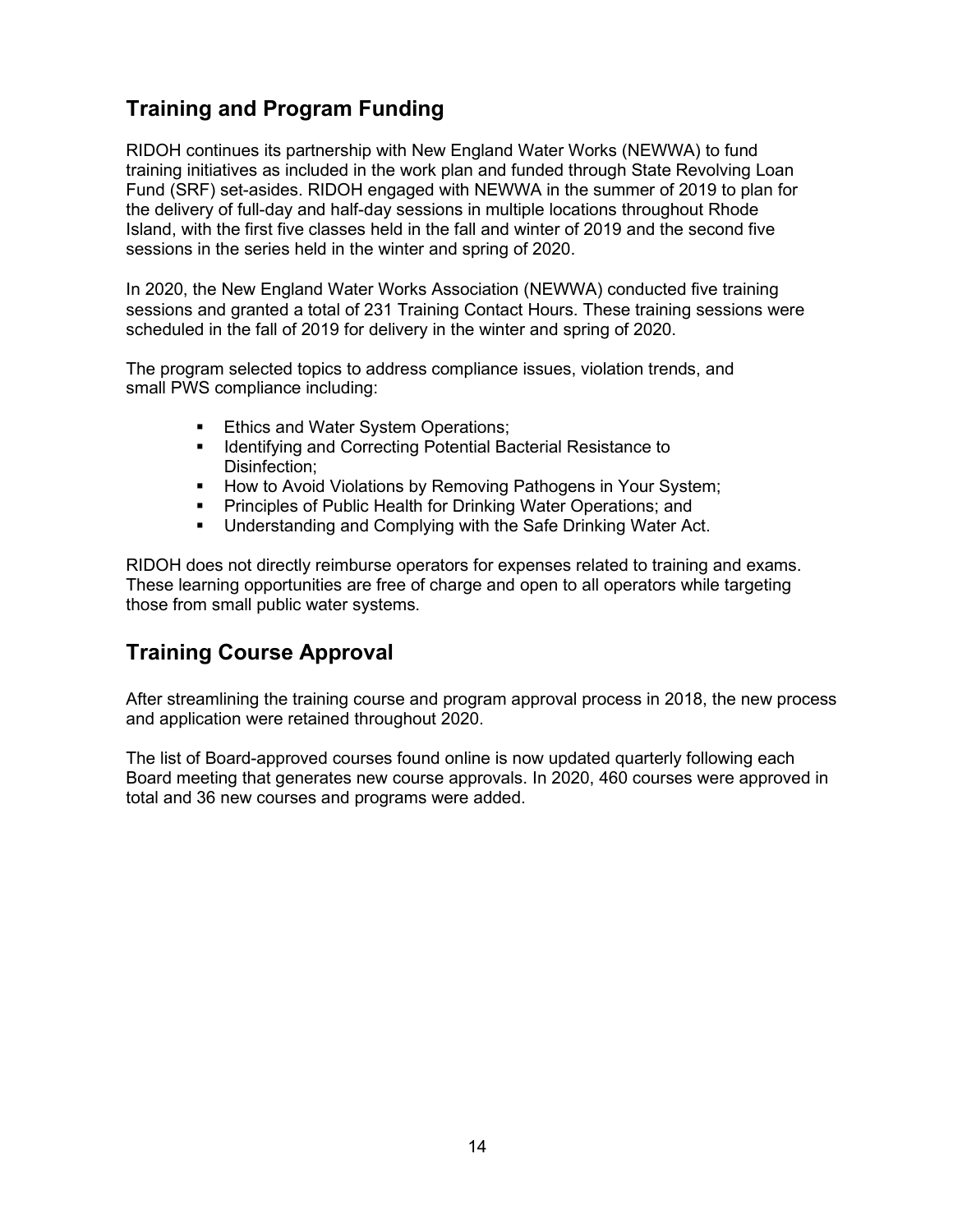## Training and Program Funding

RIDOH continues its partnership with New England Water Works (NEWWA) to fund training initiatives as included in the work plan and funded through State Revolving Loan Fund (SRF) set-asides. RIDOH engaged with NEWWA in the summer of 2019 to plan for the delivery of full-day and half-day sessions in multiple locations throughout Rhode Island, with the first five classes held in the fall and winter of 2019 and the second five sessions in the series held in the winter and spring of 2020.

In 2020, the New England Water Works Association (NEWWA) conducted five training sessions and granted a total of 231 Training Contact Hours. These training sessions were scheduled in the fall of 2019 for delivery in the winter and spring of 2020.

The program selected topics to address compliance issues, violation trends, and small PWS compliance including:

- Ethics and Water System Operations;
- Identifying and Correcting Potential Bacterial Resistance to Disinfection;
- How to Avoid Violations by Removing Pathogens in Your System;
- Principles of Public Health for Drinking Water Operations; and
- Understanding and Complying with the Safe Drinking Water Act.

RIDOH does not directly reimburse operators for expenses related to training and exams. These learning opportunities are free of charge and open to all operators while targeting those from small public water systems.

## Training Course Approval

After streamlining the training course and program approval process in 2018, the new process and application were retained throughout 2020.

The list of Board-approved courses found online is now updated quarterly following each Board meeting that generates new course approvals. In 2020, 460 courses were approved in total and 36 new courses and programs were added.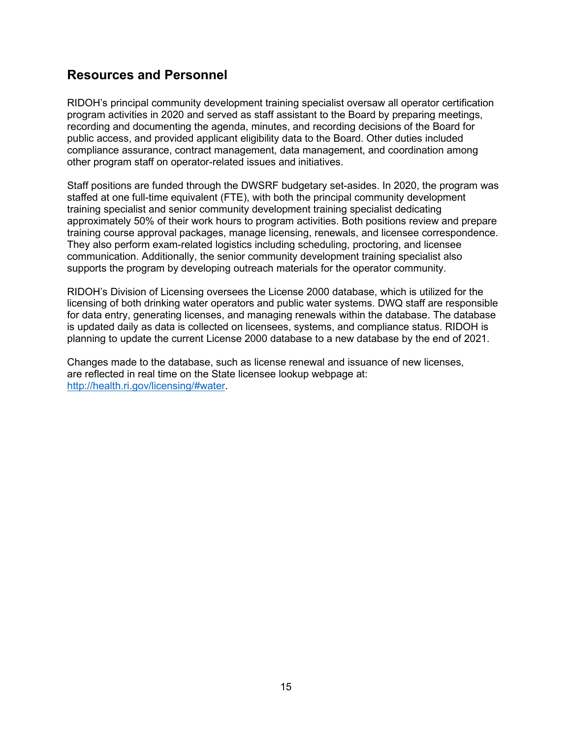## Resources and Personnel

RIDOH's principal community development training specialist oversaw all operator certification program activities in 2020 and served as staff assistant to the Board by preparing meetings, recording and documenting the agenda, minutes, and recording decisions of the Board for public access, and provided applicant eligibility data to the Board. Other duties included compliance assurance, contract management, data management, and coordination among other program staff on operator-related issues and initiatives.

Staff positions are funded through the DWSRF budgetary set-asides. In 2020, the program was staffed at one full-time equivalent (FTE), with both the principal community development training specialist and senior community development training specialist dedicating approximately 50% of their work hours to program activities. Both positions review and prepare training course approval packages, manage licensing, renewals, and licensee correspondence. They also perform exam-related logistics including scheduling, proctoring, and licensee communication. Additionally, the senior community development training specialist also supports the program by developing outreach materials for the operator community.

RIDOH's Division of Licensing oversees the License 2000 database, which is utilized for the licensing of both drinking water operators and public water systems. DWQ staff are responsible for data entry, generating licenses, and managing renewals within the database. The database is updated daily as data is collected on licensees, systems, and compliance status. RIDOH is planning to update the current License 2000 database to a new database by the end of 2021.

Changes made to the database, such as license renewal and issuance of new licenses, are reflected in real time on the State licensee lookup webpage at: [http://health.ri.gov/licensing/#water](http://health.ri.gov/licensing/#water).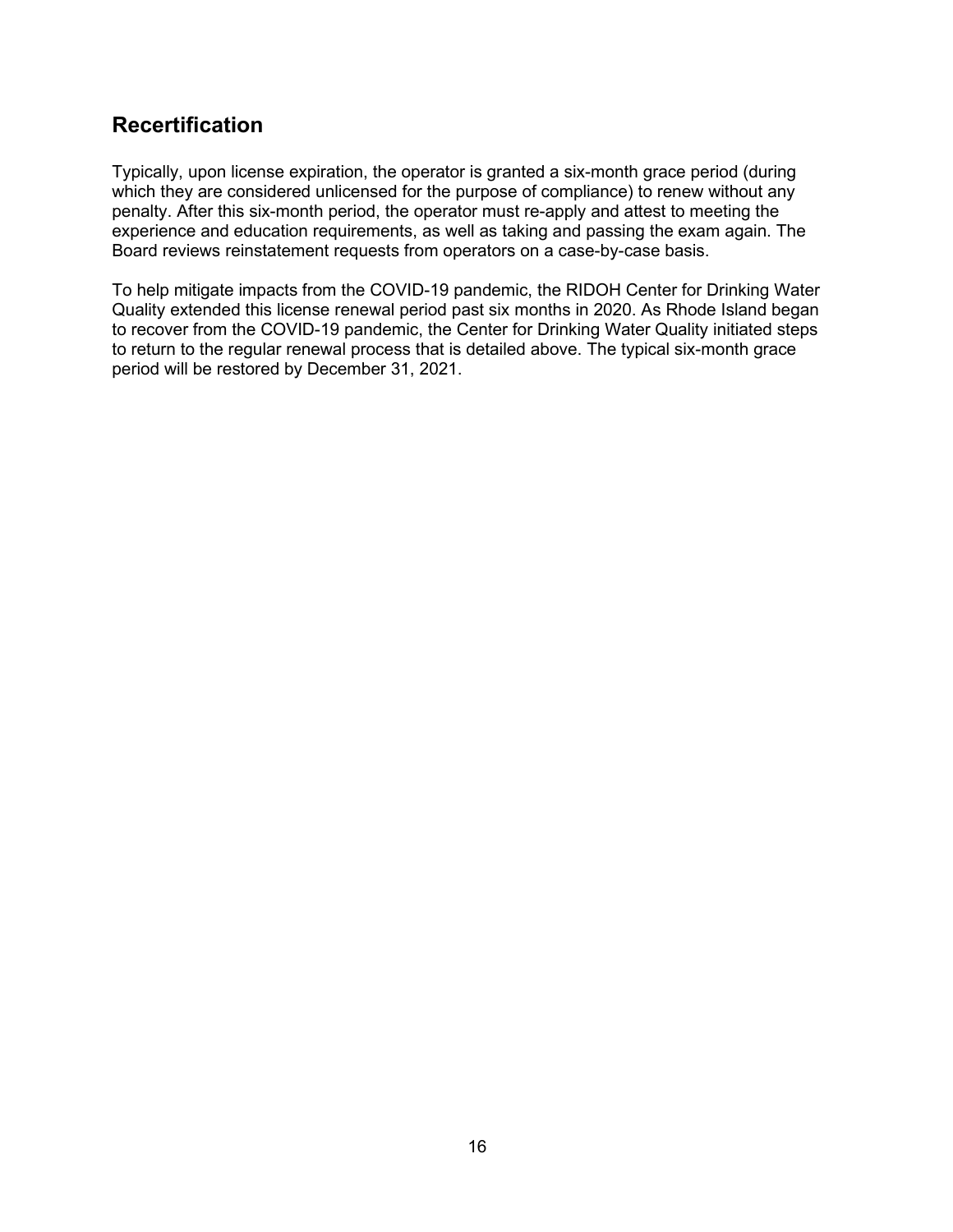## Recertification

Typically, upon license expiration, the operator is granted a six-month grace period (during which they are considered unlicensed for the purpose of compliance) to renew without any penalty. After this six-month period, the operator must re-apply and attest to meeting the experience and education requirements, as well as taking and passing the exam again. The Board reviews reinstatement requests from operators on a case-by-case basis.

To help mitigate impacts from the COVID-19 pandemic, the RIDOH Center for Drinking Water Quality extended this license renewal period past six months in 2020. As Rhode Island began to recover from the COVID-19 pandemic, the Center for Drinking Water Quality initiated steps to return to the regular renewal process that is detailed above. The typical six-month grace period will be restored by December 31, 2021.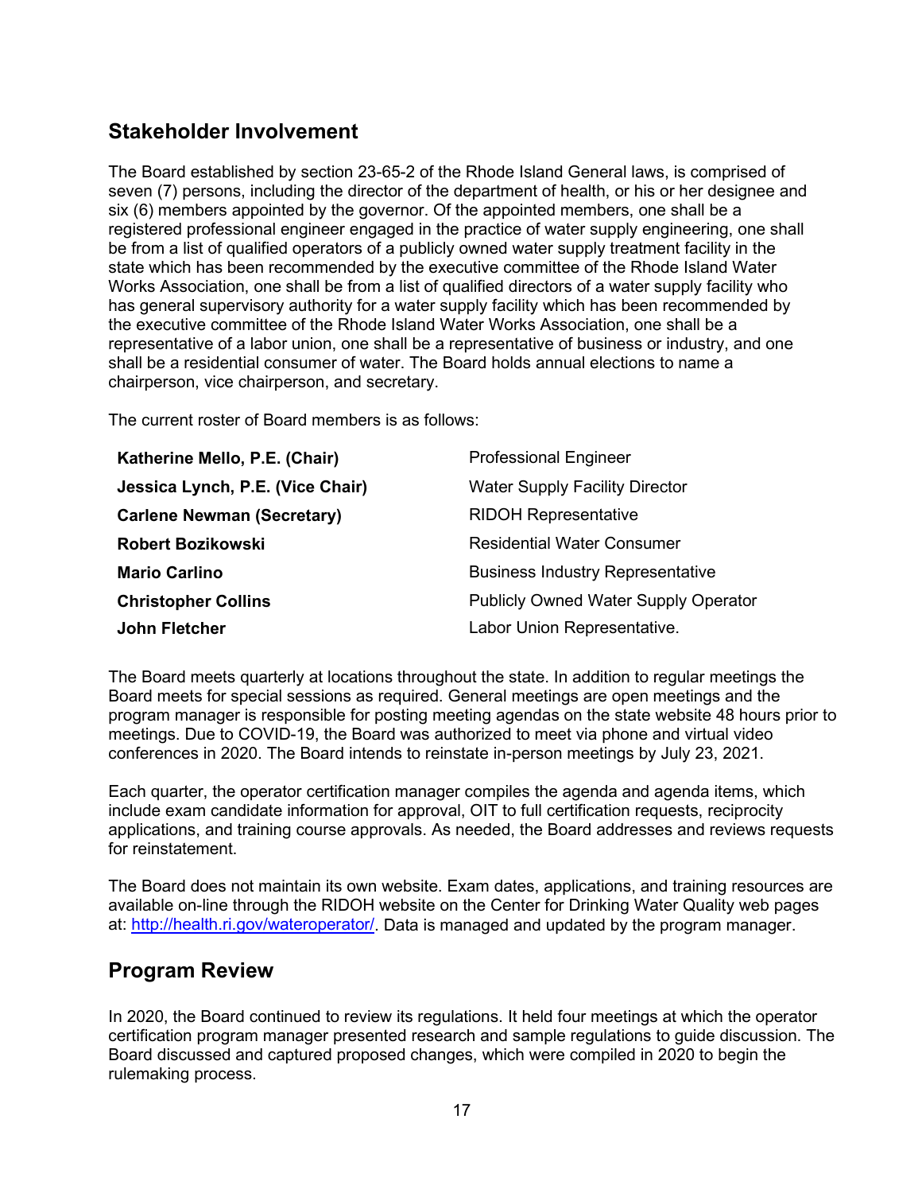## Stakeholder Involvement

The Board established by section 23-65-2 of the Rhode Island General laws, is comprised of seven (7) persons, including the director of the department of health, or his or her designee and six (6) members appointed by the governor. Of the appointed members, one shall be a registered professional engineer engaged in the practice of water supply engineering, one shall be from a list of qualified operators of a publicly owned water supply treatment facility in the state which has been recommended by the executive committee of the Rhode Island Water Works Association, one shall be from a list of qualified directors of a water supply facility who has general supervisory authority for a water supply facility which has been recommended by the executive committee of the Rhode Island Water Works Association, one shall be a representative of a labor union, one shall be a representative of business or industry, and one shall be a residential consumer of water. The Board holds annual elections to name a chairperson, vice chairperson, and secretary.

The current roster of Board members is as follows:

| | |
|---|---|
| **Katherine Mello, P.E. (Chair)** | Professional Engineer |
| **Jessica Lynch, P.E. (Vice Chair)** | Water Supply Facility Director |
| **Carlene Newman (Secretary)** | RIDOH Representative |
| **Robert Bozikowski** | Residential Water Consumer |
| **Mario Carlino** | Business Industry Representative |
| **Christopher Collins** | Publicly Owned Water Supply Operator |
| **John Fletcher** | Labor Union Representative. |

The Board meets quarterly at locations throughout the state. In addition to regular meetings the Board meets for special sessions as required. General meetings are open meetings and the program manager is responsible for posting meeting agendas on the state website 48 hours prior to meetings. Due to COVID-19, the Board was authorized to meet via phone and virtual video conferences in 2020. The Board intends to reinstate in-person meetings by July 23, 2021.

Each quarter, the operator certification manager compiles the agenda and agenda items, which include exam candidate information for approval, OIT to full certification requests, reciprocity applications, and training course approvals. As needed, the Board addresses and reviews requests for reinstatement.

The Board does not maintain its own website. Exam dates, applications, and training resources are available on-line through the RIDOH website on the Center for Drinking Water Quality web pages at: http://health.ri.gov/wateroperator/. Data is managed and updated by the program manager.

## Program Review

In 2020, the Board continued to review its regulations. It held four meetings at which the operator certification program manager presented research and sample regulations to guide discussion. The Board discussed and captured proposed changes, which were compiled in 2020 to begin the rulemaking process.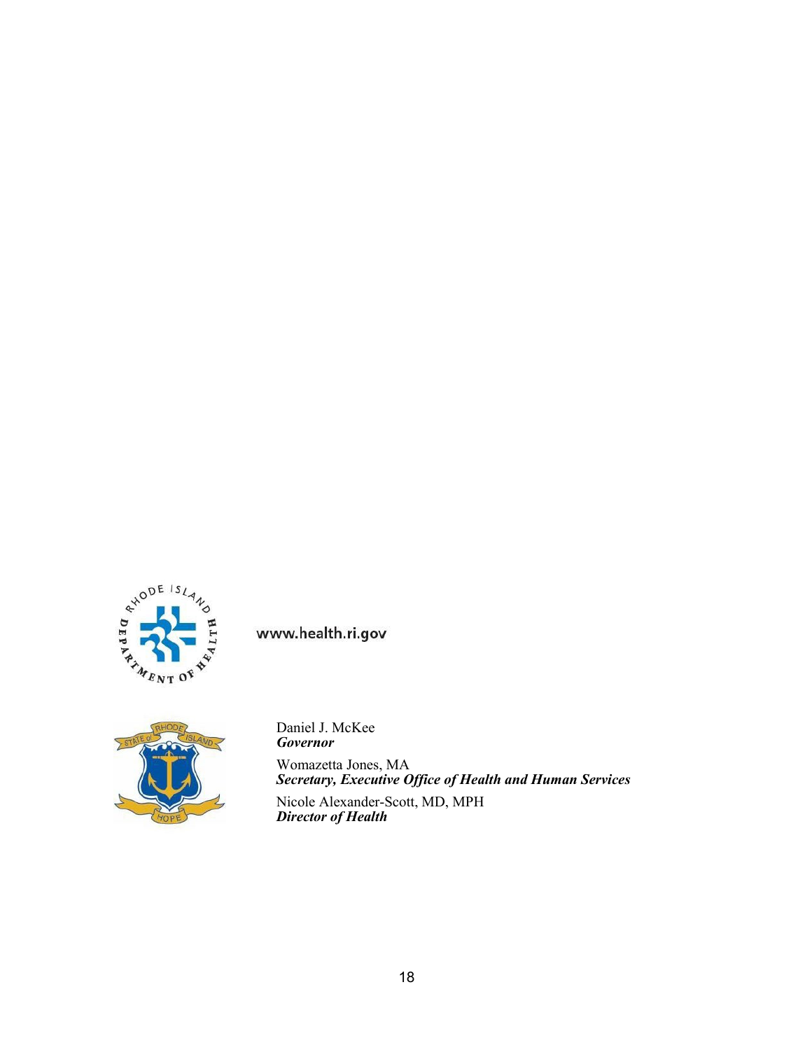www.health.ri.gov

Daniel J. McKee
***Governor***

Womazetta Jones, MA
***Secretary, Executive Office of Health and Human Services***

Nicole Alexander-Scott, MD, MPH
***Director of Health***